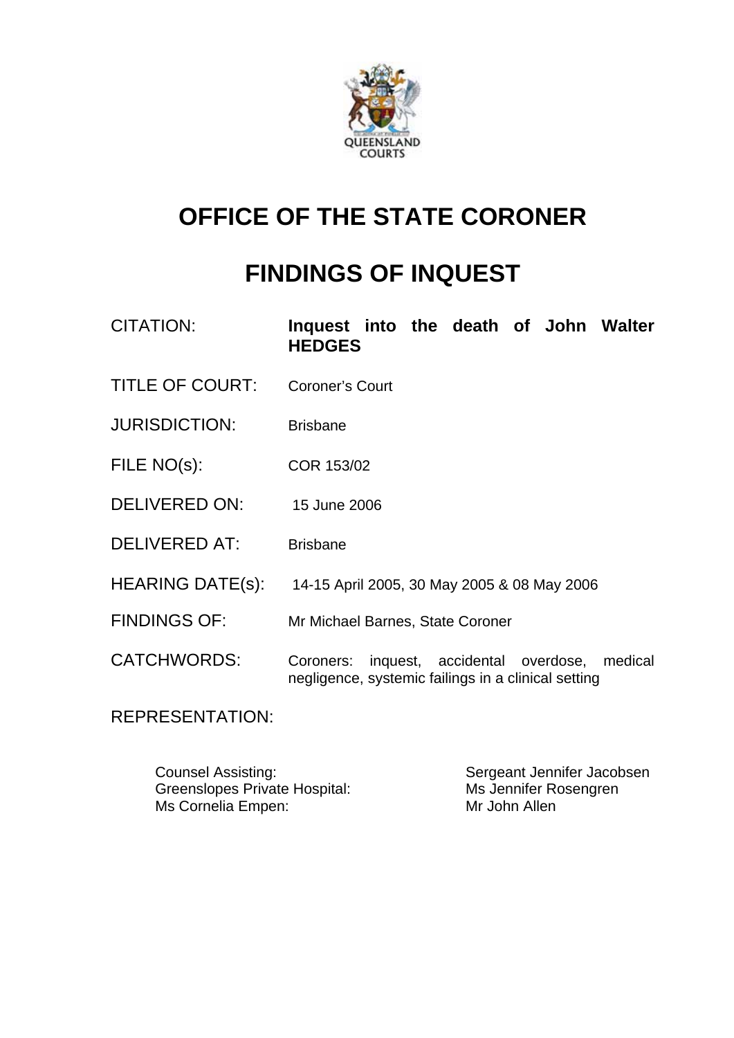QUEENSLAND COURTS

# OFFICE OF THE STATE CORONER

# FINDINGS OF INQUEST

| | |
|---|---|
| CITATION: | **Inquest into the death of John Walter HEDGES** |
| TITLE OF COURT: | Coroner's Court |
| JURISDICTION: | Brisbane |
| FILE NO(s): | COR 153/02 |
| DELIVERED ON: | 15 June 2006 |
| DELIVERED AT: | Brisbane |
| HEARING DATE(s): | 14-15 April 2005, 30 May 2005 & 08 May 2006 |
| FINDINGS OF: | Mr Michael Barnes, State Coroner |
| CATCHWORDS: | Coroners: inquest, accidental overdose, medical negligence, systemic failings in a clinical setting |

REPRESENTATION:

| | |
|---|---|
| Counsel Assisting: | Sergeant Jennifer Jacobsen |
| Greenslopes Private Hospital: | Ms Jennifer Rosengren |
| Ms Cornelia Empen: | Mr John Allen |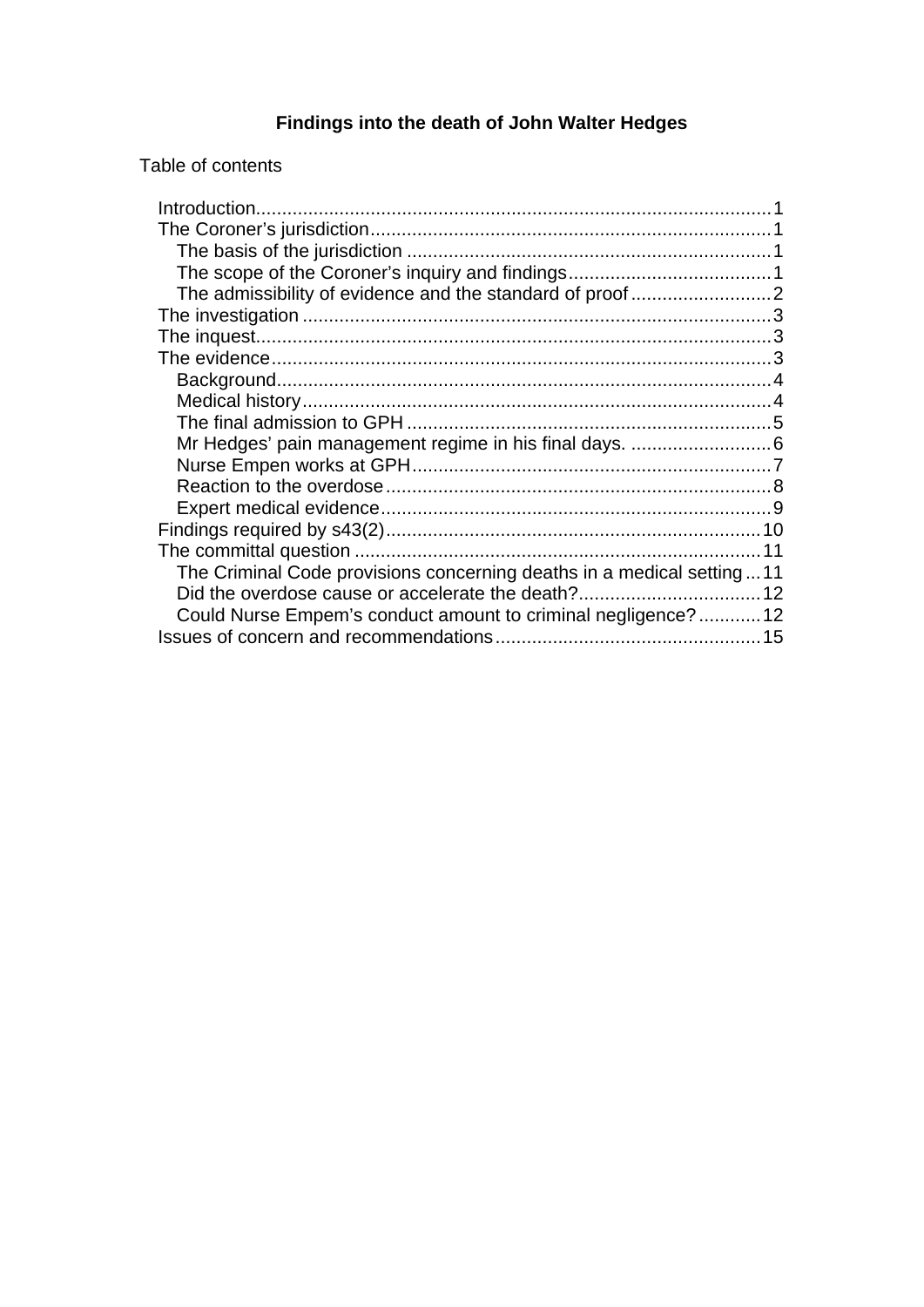**Findings into the death of John Walter Hedges**

Table of contents

- Introduction.................................................................................................1
- The Coroner's jurisdiction............................................................................1
  - The basis of the jurisdiction ......................................................................1
  - The scope of the Coroner's inquiry and findings.......................................1
  - The admissibility of evidence and the standard of proof...........................2
- The investigation .........................................................................................3
- The inquest..................................................................................................3
- The evidence...............................................................................................3
  - Background..............................................................................................4
  - Medical history.........................................................................................4
  - The final admission to GPH .....................................................................5
  - Mr Hedges' pain management regime in his final days. ...........................6
  - Nurse Empen works at GPH....................................................................7
  - Reaction to the overdose..........................................................................8
  - Expert medical evidence..........................................................................9
- Findings required by s43(2)........................................................................10
- The committal question .............................................................................11
  - The Criminal Code provisions concerning deaths in a medical setting...11
  - Did the overdose cause or accelerate the death?..................................12
  - Could Nurse Empem's conduct amount to criminal negligence?............12
- Issues of concern and recommendations..................................................15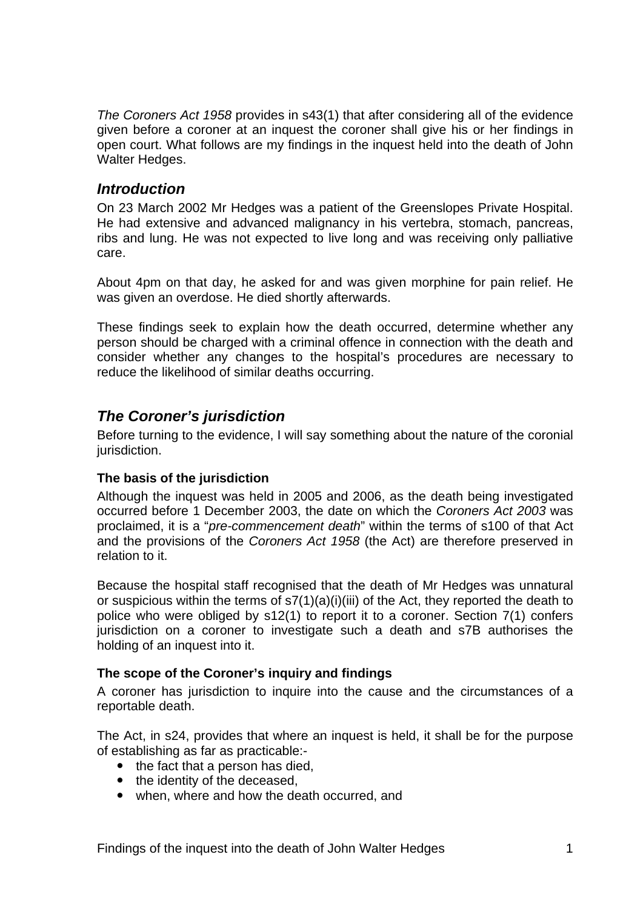*The Coroners Act 1958* provides in s43(1) that after considering all of the evidence given before a coroner at an inquest the coroner shall give his or her findings in open court. What follows are my findings in the inquest held into the death of John Walter Hedges.

## *Introduction*

On 23 March 2002 Mr Hedges was a patient of the Greenslopes Private Hospital. He had extensive and advanced malignancy in his vertebra, stomach, pancreas, ribs and lung. He was not expected to live long and was receiving only palliative care.

About 4pm on that day, he asked for and was given morphine for pain relief. He was given an overdose. He died shortly afterwards.

These findings seek to explain how the death occurred, determine whether any person should be charged with a criminal offence in connection with the death and consider whether any changes to the hospital's procedures are necessary to reduce the likelihood of similar deaths occurring.

## *The Coroner's jurisdiction*

Before turning to the evidence, I will say something about the nature of the coronial jurisdiction.

### The basis of the jurisdiction

Although the inquest was held in 2005 and 2006, as the death being investigated occurred before 1 December 2003, the date on which the *Coroners Act 2003* was proclaimed, it is a "*pre-commencement death*" within the terms of s100 of that Act and the provisions of the *Coroners Act 1958* (the Act) are therefore preserved in relation to it.

Because the hospital staff recognised that the death of Mr Hedges was unnatural or suspicious within the terms of s7(1)(a)(i)(iii) of the Act, they reported the death to police who were obliged by s12(1) to report it to a coroner. Section 7(1) confers jurisdiction on a coroner to investigate such a death and s7B authorises the holding of an inquest into it.

### The scope of the Coroner's inquiry and findings

A coroner has jurisdiction to inquire into the cause and the circumstances of a reportable death.

The Act, in s24, provides that where an inquest is held, it shall be for the purpose of establishing as far as practicable:-

- the fact that a person has died,
- the identity of the deceased,
- when, where and how the death occurred, and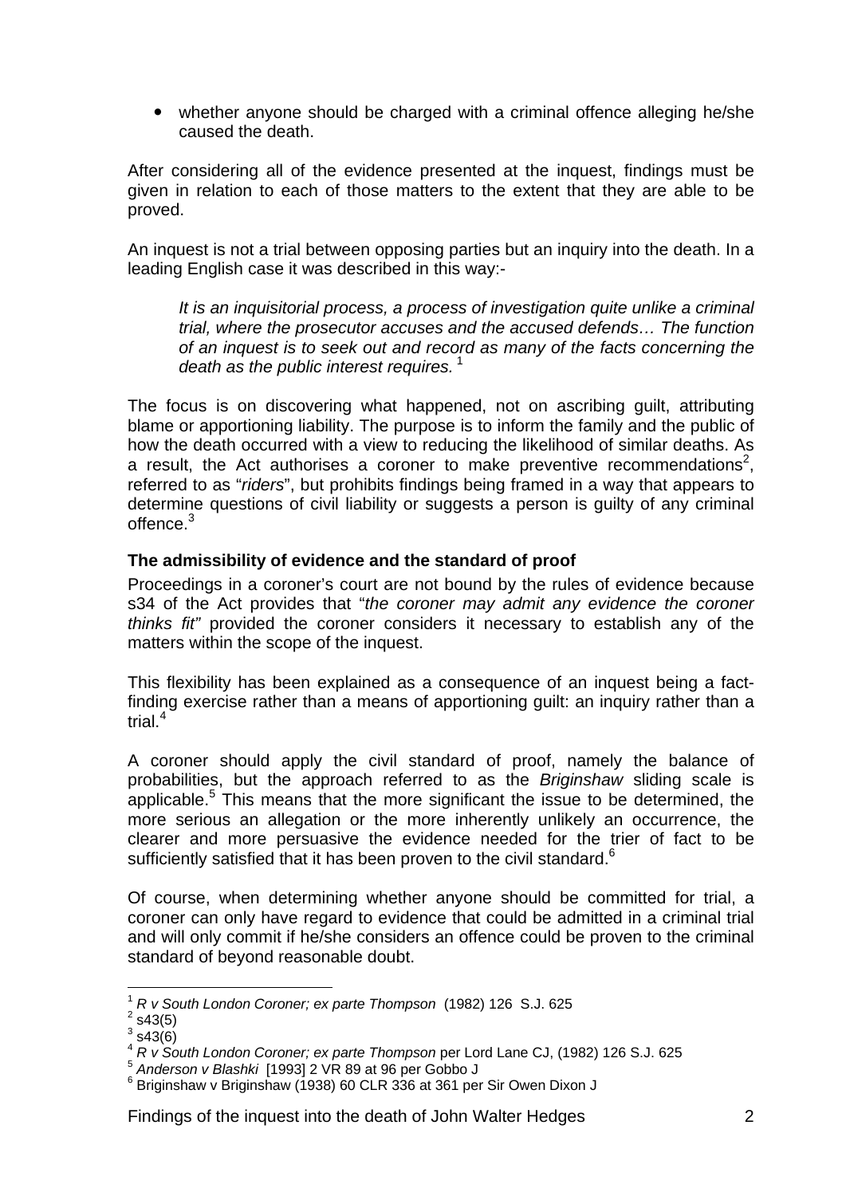- whether anyone should be charged with a criminal offence alleging he/she caused the death.

After considering all of the evidence presented at the inquest, findings must be given in relation to each of those matters to the extent that they are able to be proved.

An inquest is not a trial between opposing parties but an inquiry into the death. In a leading English case it was described in this way:-

> *It is an inquisitorial process, a process of investigation quite unlike a criminal trial, where the prosecutor accuses and the accused defends… The function of an inquest is to seek out and record as many of the facts concerning the death as the public interest requires.* [1]

The focus is on discovering what happened, not on ascribing guilt, attributing blame or apportioning liability. The purpose is to inform the family and the public of how the death occurred with a view to reducing the likelihood of similar deaths. As a result, the Act authorises a coroner to make preventive recommendations[2], referred to as "*riders*", but prohibits findings being framed in a way that appears to determine questions of civil liability or suggests a person is guilty of any criminal offence.[3]

**The admissibility of evidence and the standard of proof**

Proceedings in a coroner's court are not bound by the rules of evidence because s34 of the Act provides that "*the coroner may admit any evidence the coroner thinks fit"* provided the coroner considers it necessary to establish any of the matters within the scope of the inquest.

This flexibility has been explained as a consequence of an inquest being a fact-finding exercise rather than a means of apportioning guilt: an inquiry rather than a trial.[4]

A coroner should apply the civil standard of proof, namely the balance of probabilities, but the approach referred to as the *Briginshaw* sliding scale is applicable.[5] This means that the more significant the issue to be determined, the more serious an allegation or the more inherently unlikely an occurrence, the clearer and more persuasive the evidence needed for the trier of fact to be sufficiently satisfied that it has been proven to the civil standard.[6]

Of course, when determining whether anyone should be committed for trial, a coroner can only have regard to evidence that could be admitted in a criminal trial and will only commit if he/she considers an offence could be proven to the criminal standard of beyond reasonable doubt.

---

[1] *R v South London Coroner; ex parte Thompson* (1982) 126 S.J. 625
[2] s43(5)
[3] s43(6)
[4] *R v South London Coroner; ex parte Thompson* per Lord Lane CJ, (1982) 126 S.J. 625
[5] *Anderson v Blashki* [1993] 2 VR 89 at 96 per Gobbo J
[6] Briginshaw v Briginshaw (1938) 60 CLR 336 at 361 per Sir Owen Dixon J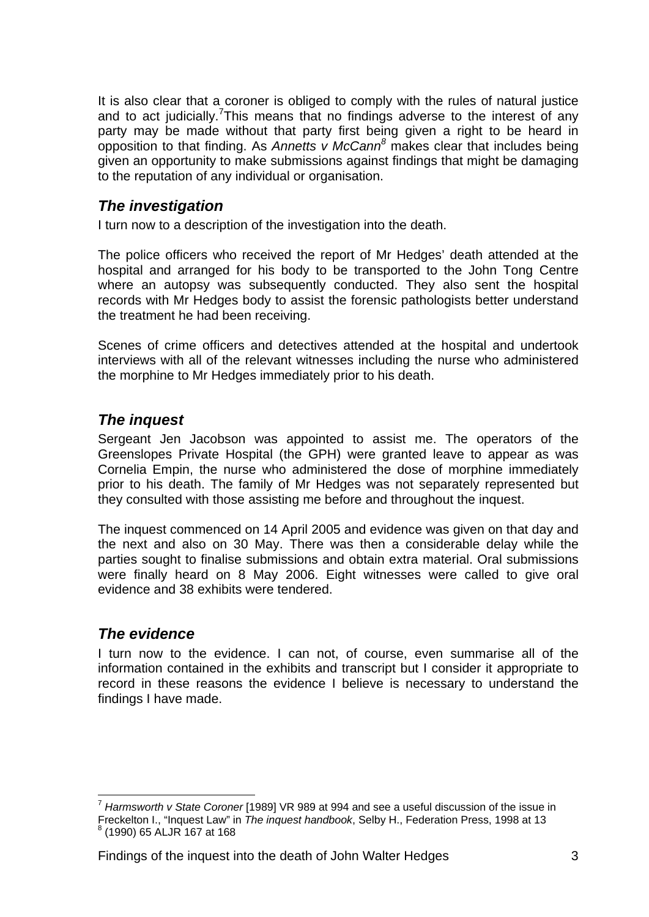It is also clear that a coroner is obliged to comply with the rules of natural justice and to act judicially.[7]This means that no findings adverse to the interest of any party may be made without that party first being given a right to be heard in opposition to that finding. As *Annetts v McCann*[8] makes clear that includes being given an opportunity to make submissions against findings that might be damaging to the reputation of any individual or organisation.

## *The investigation*

I turn now to a description of the investigation into the death.

The police officers who received the report of Mr Hedges' death attended at the hospital and arranged for his body to be transported to the John Tong Centre where an autopsy was subsequently conducted. They also sent the hospital records with Mr Hedges body to assist the forensic pathologists better understand the treatment he had been receiving.

Scenes of crime officers and detectives attended at the hospital and undertook interviews with all of the relevant witnesses including the nurse who administered the morphine to Mr Hedges immediately prior to his death.

## *The inquest*

Sergeant Jen Jacobson was appointed to assist me. The operators of the Greenslopes Private Hospital (the GPH) were granted leave to appear as was Cornelia Empin, the nurse who administered the dose of morphine immediately prior to his death. The family of Mr Hedges was not separately represented but they consulted with those assisting me before and throughout the inquest.

The inquest commenced on 14 April 2005 and evidence was given on that day and the next and also on 30 May. There was then a considerable delay while the parties sought to finalise submissions and obtain extra material. Oral submissions were finally heard on 8 May 2006. Eight witnesses were called to give oral evidence and 38 exhibits were tendered.

## *The evidence*

I turn now to the evidence. I can not, of course, even summarise all of the information contained in the exhibits and transcript but I consider it appropriate to record in these reasons the evidence I believe is necessary to understand the findings I have made.

---

[7] *Harmsworth v State Coroner* [1989] VR 989 at 994 and see a useful discussion of the issue in Freckelton I., "Inquest Law" in *The inquest handbook*, Selby H., Federation Press, 1998 at 13

[8] (1990) 65 ALJR 167 at 168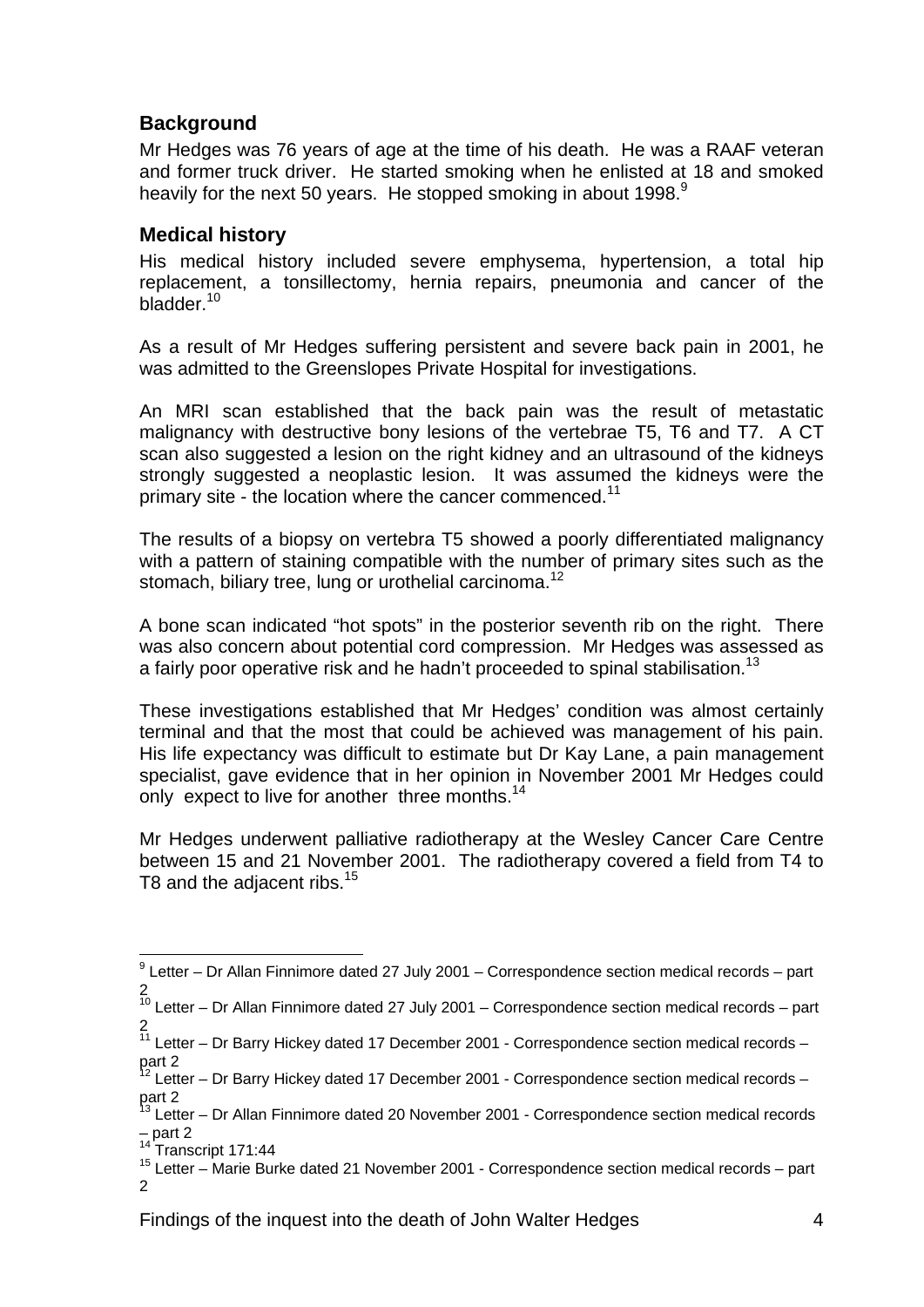### Background

Mr Hedges was 76 years of age at the time of his death. He was a RAAF veteran and former truck driver. He started smoking when he enlisted at 18 and smoked heavily for the next 50 years. He stopped smoking in about 1998.[9]

### Medical history

His medical history included severe emphysema, hypertension, a total hip replacement, a tonsillectomy, hernia repairs, pneumonia and cancer of the bladder.[10]

As a result of Mr Hedges suffering persistent and severe back pain in 2001, he was admitted to the Greenslopes Private Hospital for investigations.

An MRI scan established that the back pain was the result of metastatic malignancy with destructive bony lesions of the vertebrae T5, T6 and T7. A CT scan also suggested a lesion on the right kidney and an ultrasound of the kidneys strongly suggested a neoplastic lesion. It was assumed the kidneys were the primary site - the location where the cancer commenced.[11]

The results of a biopsy on vertebra T5 showed a poorly differentiated malignancy with a pattern of staining compatible with the number of primary sites such as the stomach, biliary tree, lung or urothelial carcinoma.[12]

A bone scan indicated "hot spots" in the posterior seventh rib on the right. There was also concern about potential cord compression. Mr Hedges was assessed as a fairly poor operative risk and he hadn't proceeded to spinal stabilisation.[13]

These investigations established that Mr Hedges' condition was almost certainly terminal and that the most that could be achieved was management of his pain. His life expectancy was difficult to estimate but Dr Kay Lane, a pain management specialist, gave evidence that in her opinion in November 2001 Mr Hedges could only expect to live for another three months.[14]

Mr Hedges underwent palliative radiotherapy at the Wesley Cancer Care Centre between 15 and 21 November 2001. The radiotherapy covered a field from T4 to T8 and the adjacent ribs.[15]

---

[9] Letter – Dr Allan Finnimore dated 27 July 2001 – Correspondence section medical records – part 2

[10] Letter – Dr Allan Finnimore dated 27 July 2001 – Correspondence section medical records – part 2

[11] Letter – Dr Barry Hickey dated 17 December 2001 - Correspondence section medical records – part 2

[12] Letter – Dr Barry Hickey dated 17 December 2001 - Correspondence section medical records – part 2

[13] Letter – Dr Allan Finnimore dated 20 November 2001 - Correspondence section medical records – part 2

[14] Transcript 171:44

[15] Letter – Marie Burke dated 21 November 2001 - Correspondence section medical records – part 2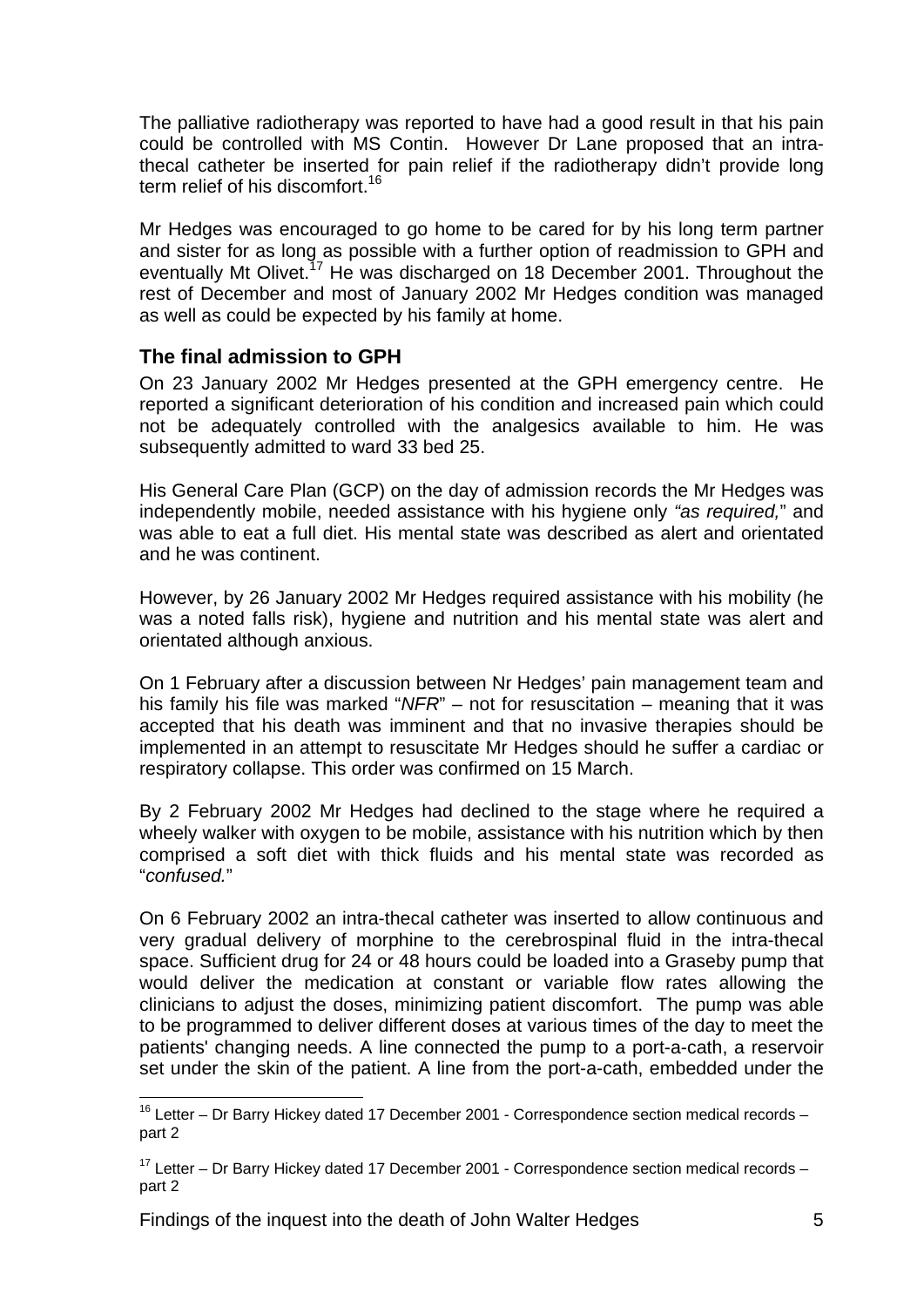The palliative radiotherapy was reported to have had a good result in that his pain could be controlled with MS Contin. However Dr Lane proposed that an intra-thecal catheter be inserted for pain relief if the radiotherapy didn't provide long term relief of his discomfort.[16]

Mr Hedges was encouraged to go home to be cared for by his long term partner and sister for as long as possible with a further option of readmission to GPH and eventually Mt Olivet.[17] He was discharged on 18 December 2001. Throughout the rest of December and most of January 2002 Mr Hedges condition was managed as well as could be expected by his family at home.

## The final admission to GPH

On 23 January 2002 Mr Hedges presented at the GPH emergency centre. He reported a significant deterioration of his condition and increased pain which could not be adequately controlled with the analgesics available to him. He was subsequently admitted to ward 33 bed 25.

His General Care Plan (GCP) on the day of admission records the Mr Hedges was independently mobile, needed assistance with his hygiene only *"as required,"* and was able to eat a full diet. His mental state was described as alert and orientated and he was continent.

However, by 26 January 2002 Mr Hedges required assistance with his mobility (he was a noted falls risk), hygiene and nutrition and his mental state was alert and orientated although anxious.

On 1 February after a discussion between Nr Hedges' pain management team and his family his file was marked "*NFR*" – not for resuscitation – meaning that it was accepted that his death was imminent and that no invasive therapies should be implemented in an attempt to resuscitate Mr Hedges should he suffer a cardiac or respiratory collapse. This order was confirmed on 15 March.

By 2 February 2002 Mr Hedges had declined to the stage where he required a wheely walker with oxygen to be mobile, assistance with his nutrition which by then comprised a soft diet with thick fluids and his mental state was recorded as "*confused.*"

On 6 February 2002 an intra-thecal catheter was inserted to allow continuous and very gradual delivery of morphine to the cerebrospinal fluid in the intra-thecal space. Sufficient drug for 24 or 48 hours could be loaded into a Graseby pump that would deliver the medication at constant or variable flow rates allowing the clinicians to adjust the doses, minimizing patient discomfort. The pump was able to be programmed to deliver different doses at various times of the day to meet the patients' changing needs. A line connected the pump to a port-a-cath, a reservoir set under the skin of the patient. A line from the port-a-cath, embedded under the

---

[16] Letter – Dr Barry Hickey dated 17 December 2001 - Correspondence section medical records – part 2

[17] Letter – Dr Barry Hickey dated 17 December 2001 - Correspondence section medical records – part 2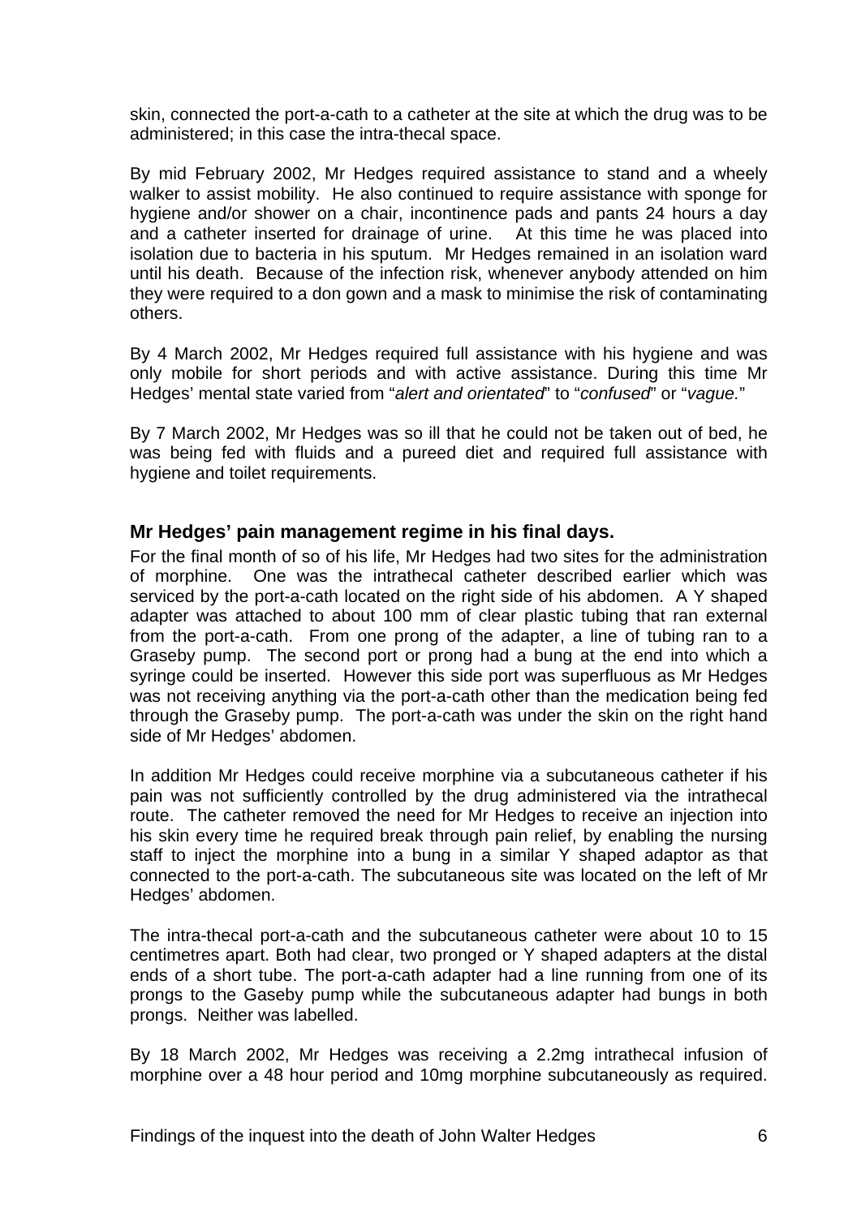skin, connected the port-a-cath to a catheter at the site at which the drug was to be administered; in this case the intra-thecal space.

By mid February 2002, Mr Hedges required assistance to stand and a wheely walker to assist mobility. He also continued to require assistance with sponge for hygiene and/or shower on a chair, incontinence pads and pants 24 hours a day and a catheter inserted for drainage of urine. At this time he was placed into isolation due to bacteria in his sputum. Mr Hedges remained in an isolation ward until his death. Because of the infection risk, whenever anybody attended on him they were required to a don gown and a mask to minimise the risk of contaminating others.

By 4 March 2002, Mr Hedges required full assistance with his hygiene and was only mobile for short periods and with active assistance. During this time Mr Hedges' mental state varied from "*alert and orientated*" to "*confused*" or "*vague.*"

By 7 March 2002, Mr Hedges was so ill that he could not be taken out of bed, he was being fed with fluids and a pureed diet and required full assistance with hygiene and toilet requirements.

### Mr Hedges' pain management regime in his final days.

For the final month of so of his life, Mr Hedges had two sites for the administration of morphine. One was the intrathecal catheter described earlier which was serviced by the port-a-cath located on the right side of his abdomen. A Y shaped adapter was attached to about 100 mm of clear plastic tubing that ran external from the port-a-cath. From one prong of the adapter, a line of tubing ran to a Graseby pump. The second port or prong had a bung at the end into which a syringe could be inserted. However this side port was superfluous as Mr Hedges was not receiving anything via the port-a-cath other than the medication being fed through the Graseby pump. The port-a-cath was under the skin on the right hand side of Mr Hedges' abdomen.

In addition Mr Hedges could receive morphine via a subcutaneous catheter if his pain was not sufficiently controlled by the drug administered via the intrathecal route. The catheter removed the need for Mr Hedges to receive an injection into his skin every time he required break through pain relief, by enabling the nursing staff to inject the morphine into a bung in a similar Y shaped adaptor as that connected to the port-a-cath. The subcutaneous site was located on the left of Mr Hedges' abdomen.

The intra-thecal port-a-cath and the subcutaneous catheter were about 10 to 15 centimetres apart. Both had clear, two pronged or Y shaped adapters at the distal ends of a short tube. The port-a-cath adapter had a line running from one of its prongs to the Gaseby pump while the subcutaneous adapter had bungs in both prongs. Neither was labelled.

By 18 March 2002, Mr Hedges was receiving a 2.2mg intrathecal infusion of morphine over a 48 hour period and 10mg morphine subcutaneously as required.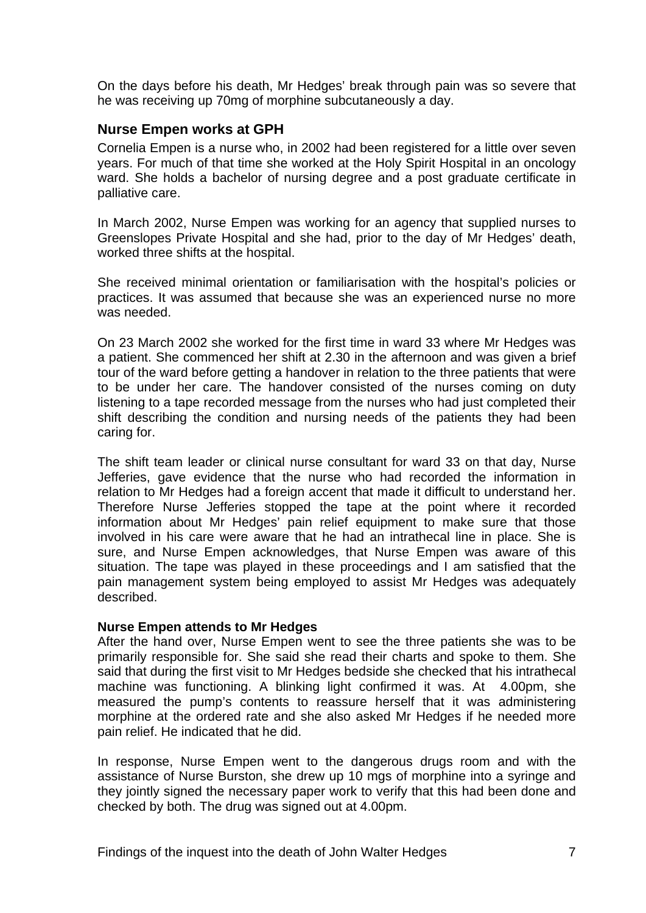On the days before his death, Mr Hedges' break through pain was so severe that he was receiving up 70mg of morphine subcutaneously a day.

## Nurse Empen works at GPH

Cornelia Empen is a nurse who, in 2002 had been registered for a little over seven years. For much of that time she worked at the Holy Spirit Hospital in an oncology ward. She holds a bachelor of nursing degree and a post graduate certificate in palliative care.

In March 2002, Nurse Empen was working for an agency that supplied nurses to Greenslopes Private Hospital and she had, prior to the day of Mr Hedges' death, worked three shifts at the hospital.

She received minimal orientation or familiarisation with the hospital's policies or practices. It was assumed that because she was an experienced nurse no more was needed.

On 23 March 2002 she worked for the first time in ward 33 where Mr Hedges was a patient. She commenced her shift at 2.30 in the afternoon and was given a brief tour of the ward before getting a handover in relation to the three patients that were to be under her care. The handover consisted of the nurses coming on duty listening to a tape recorded message from the nurses who had just completed their shift describing the condition and nursing needs of the patients they had been caring for.

The shift team leader or clinical nurse consultant for ward 33 on that day, Nurse Jefferies, gave evidence that the nurse who had recorded the information in relation to Mr Hedges had a foreign accent that made it difficult to understand her. Therefore Nurse Jefferies stopped the tape at the point where it recorded information about Mr Hedges' pain relief equipment to make sure that those involved in his care were aware that he had an intrathecal line in place. She is sure, and Nurse Empen acknowledges, that Nurse Empen was aware of this situation. The tape was played in these proceedings and I am satisfied that the pain management system being employed to assist Mr Hedges was adequately described.

#### Nurse Empen attends to Mr Hedges

After the hand over, Nurse Empen went to see the three patients she was to be primarily responsible for. She said she read their charts and spoke to them. She said that during the first visit to Mr Hedges bedside she checked that his intrathecal machine was functioning. A blinking light confirmed it was. At 4.00pm, she measured the pump's contents to reassure herself that it was administering morphine at the ordered rate and she also asked Mr Hedges if he needed more pain relief. He indicated that he did.

In response, Nurse Empen went to the dangerous drugs room and with the assistance of Nurse Burston, she drew up 10 mgs of morphine into a syringe and they jointly signed the necessary paper work to verify that this had been done and checked by both. The drug was signed out at 4.00pm.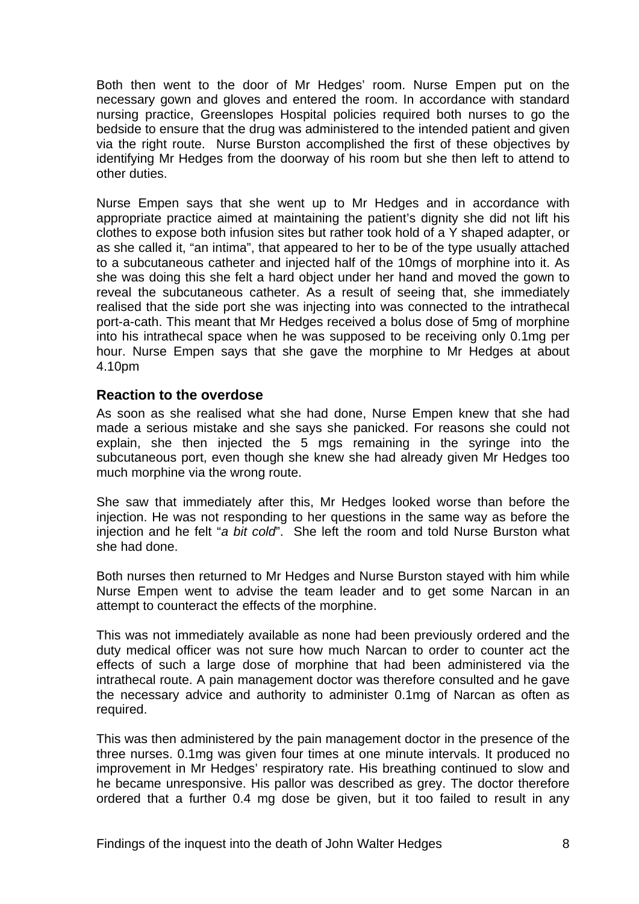Both then went to the door of Mr Hedges' room. Nurse Empen put on the necessary gown and gloves and entered the room. In accordance with standard nursing practice, Greenslopes Hospital policies required both nurses to go the bedside to ensure that the drug was administered to the intended patient and given via the right route. Nurse Burston accomplished the first of these objectives by identifying Mr Hedges from the doorway of his room but she then left to attend to other duties.

Nurse Empen says that she went up to Mr Hedges and in accordance with appropriate practice aimed at maintaining the patient's dignity she did not lift his clothes to expose both infusion sites but rather took hold of a Y shaped adapter, or as she called it, "an intima", that appeared to her to be of the type usually attached to a subcutaneous catheter and injected half of the 10mgs of morphine into it. As she was doing this she felt a hard object under her hand and moved the gown to reveal the subcutaneous catheter. As a result of seeing that, she immediately realised that the side port she was injecting into was connected to the intrathecal port-a-cath. This meant that Mr Hedges received a bolus dose of 5mg of morphine into his intrathecal space when he was supposed to be receiving only 0.1mg per hour. Nurse Empen says that she gave the morphine to Mr Hedges at about 4.10pm

### Reaction to the overdose

As soon as she realised what she had done, Nurse Empen knew that she had made a serious mistake and she says she panicked. For reasons she could not explain, she then injected the 5 mgs remaining in the syringe into the subcutaneous port, even though she knew she had already given Mr Hedges too much morphine via the wrong route.

She saw that immediately after this, Mr Hedges looked worse than before the injection. He was not responding to her questions in the same way as before the injection and he felt "*a bit cold*". She left the room and told Nurse Burston what she had done.

Both nurses then returned to Mr Hedges and Nurse Burston stayed with him while Nurse Empen went to advise the team leader and to get some Narcan in an attempt to counteract the effects of the morphine.

This was not immediately available as none had been previously ordered and the duty medical officer was not sure how much Narcan to order to counter act the effects of such a large dose of morphine that had been administered via the intrathecal route. A pain management doctor was therefore consulted and he gave the necessary advice and authority to administer 0.1mg of Narcan as often as required.

This was then administered by the pain management doctor in the presence of the three nurses. 0.1mg was given four times at one minute intervals. It produced no improvement in Mr Hedges' respiratory rate. His breathing continued to slow and he became unresponsive. His pallor was described as grey. The doctor therefore ordered that a further 0.4 mg dose be given, but it too failed to result in any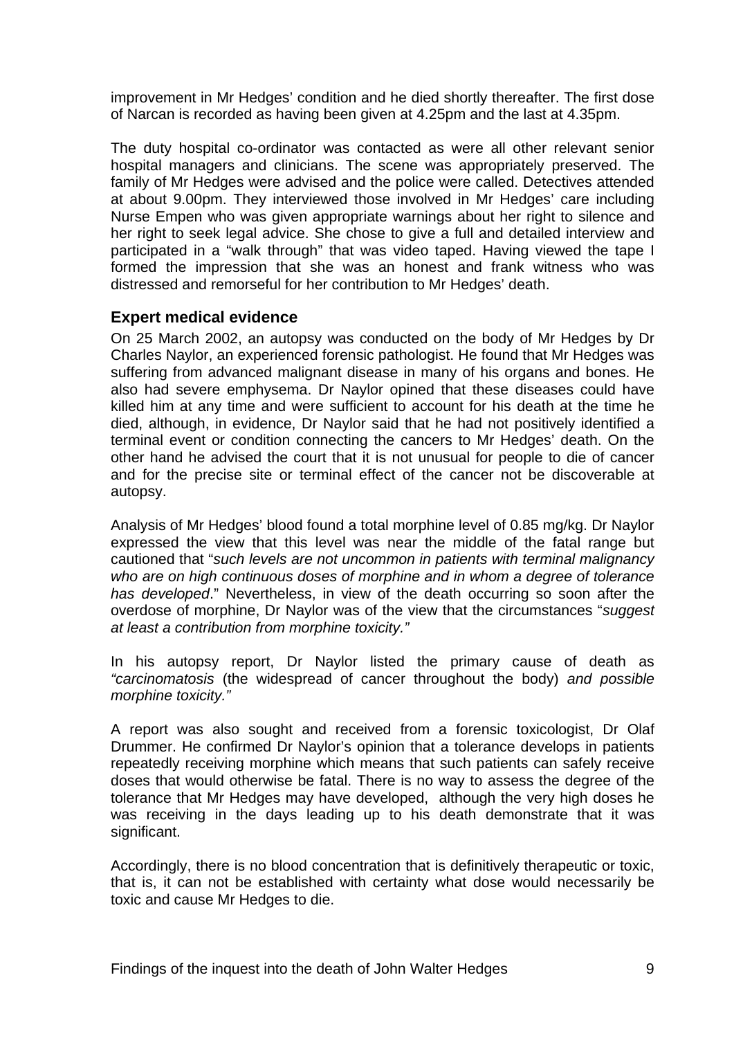improvement in Mr Hedges' condition and he died shortly thereafter. The first dose of Narcan is recorded as having been given at 4.25pm and the last at 4.35pm.

The duty hospital co-ordinator was contacted as were all other relevant senior hospital managers and clinicians. The scene was appropriately preserved. The family of Mr Hedges were advised and the police were called. Detectives attended at about 9.00pm. They interviewed those involved in Mr Hedges' care including Nurse Empen who was given appropriate warnings about her right to silence and her right to seek legal advice. She chose to give a full and detailed interview and participated in a "walk through" that was video taped. Having viewed the tape I formed the impression that she was an honest and frank witness who was distressed and remorseful for her contribution to Mr Hedges' death.

### Expert medical evidence

On 25 March 2002, an autopsy was conducted on the body of Mr Hedges by Dr Charles Naylor, an experienced forensic pathologist. He found that Mr Hedges was suffering from advanced malignant disease in many of his organs and bones. He also had severe emphysema. Dr Naylor opined that these diseases could have killed him at any time and were sufficient to account for his death at the time he died, although, in evidence, Dr Naylor said that he had not positively identified a terminal event or condition connecting the cancers to Mr Hedges' death. On the other hand he advised the court that it is not unusual for people to die of cancer and for the precise site or terminal effect of the cancer not be discoverable at autopsy.

Analysis of Mr Hedges' blood found a total morphine level of 0.85 mg/kg. Dr Naylor expressed the view that this level was near the middle of the fatal range but cautioned that "*such levels are not uncommon in patients with terminal malignancy who are on high continuous doses of morphine and in whom a degree of tolerance has developed*." Nevertheless, in view of the death occurring so soon after the overdose of morphine, Dr Naylor was of the view that the circumstances "*suggest at least a contribution from morphine toxicity.*"

In his autopsy report, Dr Naylor listed the primary cause of death as *"carcinomatosis* (the widespread of cancer throughout the body) *and possible morphine toxicity."*

A report was also sought and received from a forensic toxicologist, Dr Olaf Drummer. He confirmed Dr Naylor's opinion that a tolerance develops in patients repeatedly receiving morphine which means that such patients can safely receive doses that would otherwise be fatal. There is no way to assess the degree of the tolerance that Mr Hedges may have developed, although the very high doses he was receiving in the days leading up to his death demonstrate that it was significant.

Accordingly, there is no blood concentration that is definitively therapeutic or toxic, that is, it can not be established with certainty what dose would necessarily be toxic and cause Mr Hedges to die.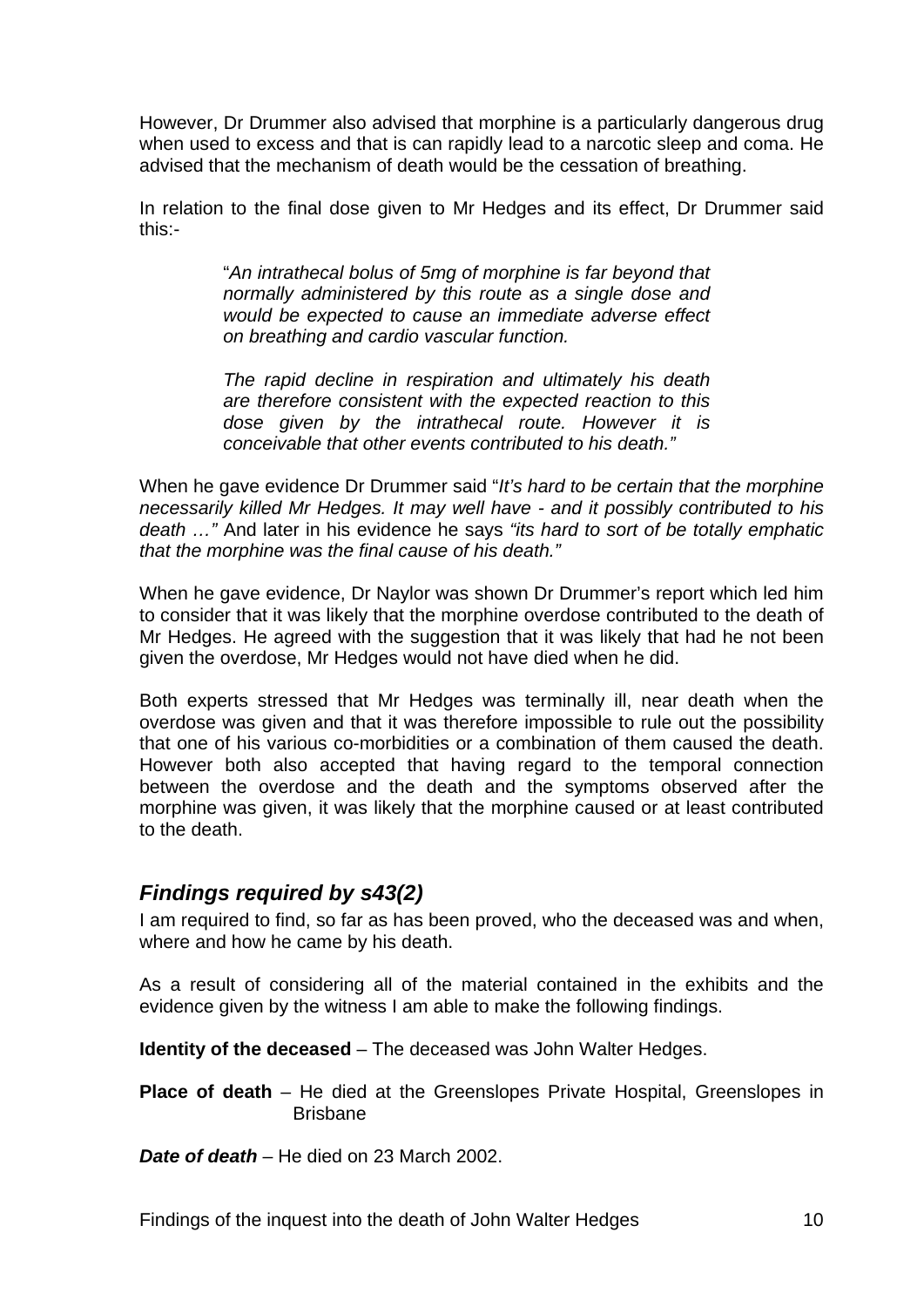However, Dr Drummer also advised that morphine is a particularly dangerous drug when used to excess and that is can rapidly lead to a narcotic sleep and coma. He advised that the mechanism of death would be the cessation of breathing.

In relation to the final dose given to Mr Hedges and its effect, Dr Drummer said this:-

> "*An intrathecal bolus of 5mg of morphine is far beyond that normally administered by this route as a single dose and would be expected to cause an immediate adverse effect on breathing and cardio vascular function.*
>
> *The rapid decline in respiration and ultimately his death are therefore consistent with the expected reaction to this dose given by the intrathecal route. However it is conceivable that other events contributed to his death."*

When he gave evidence Dr Drummer said "*It's hard to be certain that the morphine necessarily killed Mr Hedges. It may well have - and it possibly contributed to his death …"* And later in his evidence he says *"its hard to sort of be totally emphatic that the morphine was the final cause of his death."*

When he gave evidence, Dr Naylor was shown Dr Drummer's report which led him to consider that it was likely that the morphine overdose contributed to the death of Mr Hedges. He agreed with the suggestion that it was likely that had he not been given the overdose, Mr Hedges would not have died when he did.

Both experts stressed that Mr Hedges was terminally ill, near death when the overdose was given and that it was therefore impossible to rule out the possibility that one of his various co-morbidities or a combination of them caused the death. However both also accepted that having regard to the temporal connection between the overdose and the death and the symptoms observed after the morphine was given, it was likely that the morphine caused or at least contributed to the death.

## *Findings required by s43(2)*

I am required to find, so far as has been proved, who the deceased was and when, where and how he came by his death.

As a result of considering all of the material contained in the exhibits and the evidence given by the witness I am able to make the following findings.

**Identity of the deceased** – The deceased was John Walter Hedges.

**Place of death** – He died at the Greenslopes Private Hospital, Greenslopes in Brisbane

***Date of death*** – He died on 23 March 2002.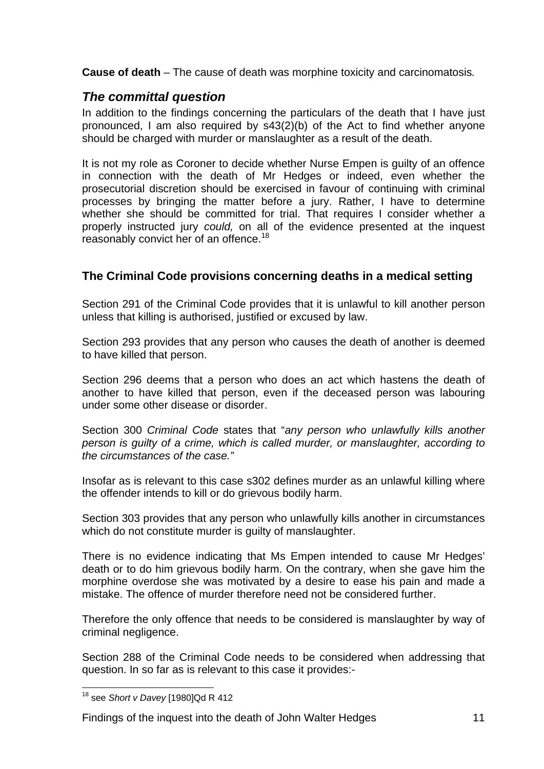**Cause of death** – The cause of death was morphine toxicity and carcinomatosis*.*

## *The committal question*

In addition to the findings concerning the particulars of the death that I have just pronounced, I am also required by s43(2)(b) of the Act to find whether anyone should be charged with murder or manslaughter as a result of the death.

It is not my role as Coroner to decide whether Nurse Empen is guilty of an offence in connection with the death of Mr Hedges or indeed, even whether the prosecutorial discretion should be exercised in favour of continuing with criminal processes by bringing the matter before a jury. Rather, I have to determine whether she should be committed for trial. That requires I consider whether a properly instructed jury *could,* on all of the evidence presented at the inquest reasonably convict her of an offence.[18]

### The Criminal Code provisions concerning deaths in a medical setting

Section 291 of the Criminal Code provides that it is unlawful to kill another person unless that killing is authorised, justified or excused by law.

Section 293 provides that any person who causes the death of another is deemed to have killed that person.

Section 296 deems that a person who does an act which hastens the death of another to have killed that person, even if the deceased person was labouring under some other disease or disorder.

Section 300 *Criminal Code* states that "*any person who unlawfully kills another person is guilty of a crime, which is called murder, or manslaughter, according to the circumstances of the case."*

Insofar as is relevant to this case s302 defines murder as an unlawful killing where the offender intends to kill or do grievous bodily harm.

Section 303 provides that any person who unlawfully kills another in circumstances which do not constitute murder is guilty of manslaughter.

There is no evidence indicating that Ms Empen intended to cause Mr Hedges' death or to do him grievous bodily harm. On the contrary, when she gave him the morphine overdose she was motivated by a desire to ease his pain and made a mistake. The offence of murder therefore need not be considered further.

Therefore the only offence that needs to be considered is manslaughter by way of criminal negligence.

Section 288 of the Criminal Code needs to be considered when addressing that question. In so far as is relevant to this case it provides:-

---

[18] see *Short v Davey* [1980]Qd R 412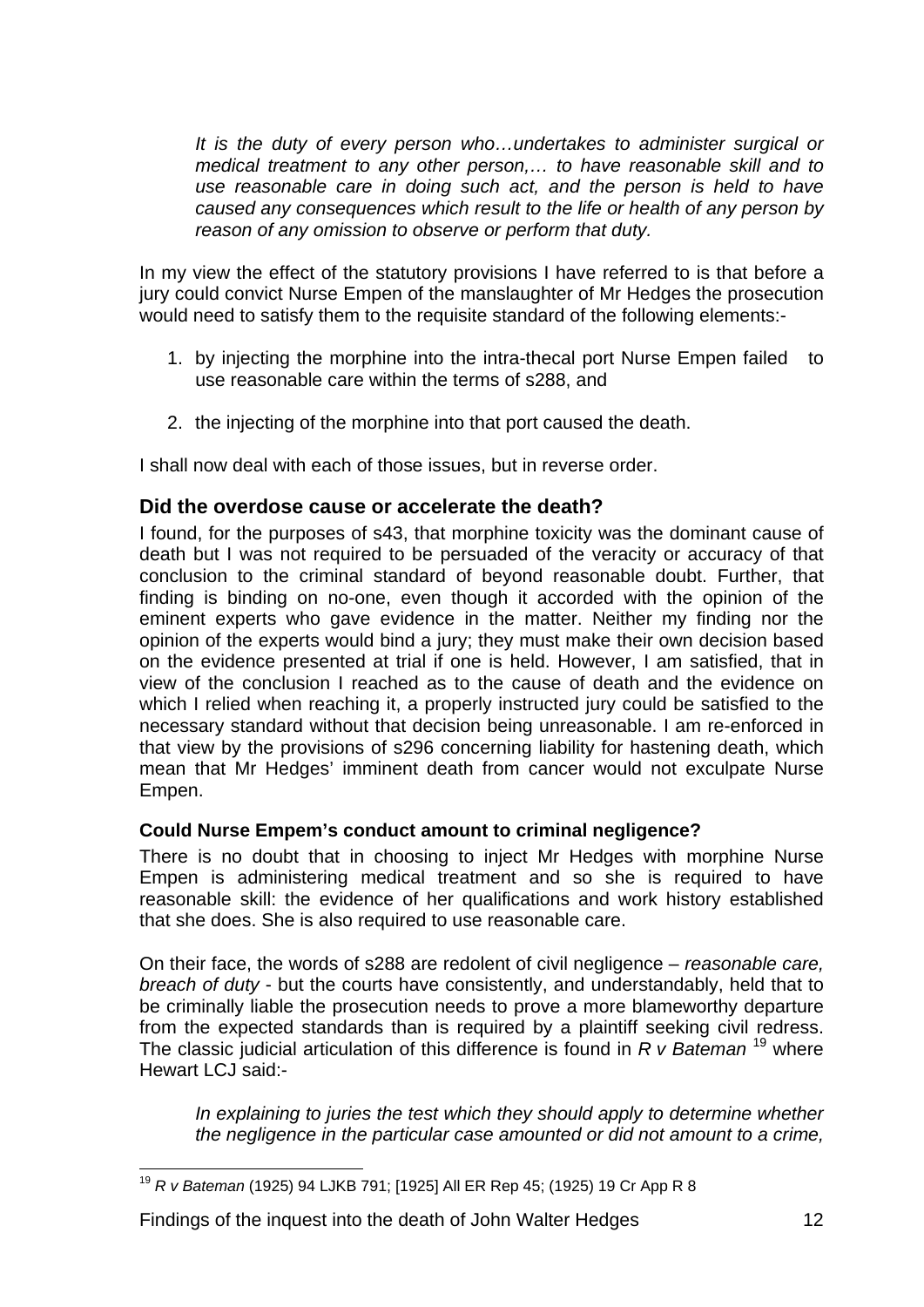> *It is the duty of every person who…undertakes to administer surgical or medical treatment to any other person,… to have reasonable skill and to use reasonable care in doing such act, and the person is held to have caused any consequences which result to the life or health of any person by reason of any omission to observe or perform that duty.*

In my view the effect of the statutory provisions I have referred to is that before a jury could convict Nurse Empen of the manslaughter of Mr Hedges the prosecution would need to satisfy them to the requisite standard of the following elements:-

1. by injecting the morphine into the intra-thecal port Nurse Empen failed to use reasonable care within the terms of s288, and

2. the injecting of the morphine into that port caused the death.

I shall now deal with each of those issues, but in reverse order.

## Did the overdose cause or accelerate the death?

I found, for the purposes of s43, that morphine toxicity was the dominant cause of death but I was not required to be persuaded of the veracity or accuracy of that conclusion to the criminal standard of beyond reasonable doubt. Further, that finding is binding on no-one, even though it accorded with the opinion of the eminent experts who gave evidence in the matter. Neither my finding nor the opinion of the experts would bind a jury; they must make their own decision based on the evidence presented at trial if one is held. However, I am satisfied, that in view of the conclusion I reached as to the cause of death and the evidence on which I relied when reaching it, a properly instructed jury could be satisfied to the necessary standard without that decision being unreasonable. I am re-enforced in that view by the provisions of s296 concerning liability for hastening death, which mean that Mr Hedges' imminent death from cancer would not exculpate Nurse Empen.

### Could Nurse Empem's conduct amount to criminal negligence?

There is no doubt that in choosing to inject Mr Hedges with morphine Nurse Empen is administering medical treatment and so she is required to have reasonable skill: the evidence of her qualifications and work history established that she does. She is also required to use reasonable care.

On their face, the words of s288 are redolent of civil negligence – *reasonable care, breach of duty* - but the courts have consistently, and understandably, held that to be criminally liable the prosecution needs to prove a more blameworthy departure from the expected standards than is required by a plaintiff seeking civil redress. The classic judicial articulation of this difference is found in *R v Bateman* [19] where Hewart LCJ said:-

> *In explaining to juries the test which they should apply to determine whether the negligence in the particular case amounted or did not amount to a crime,*

---

[19] *R v Bateman* (1925) 94 LJKB 791; [1925] All ER Rep 45; (1925) 19 Cr App R 8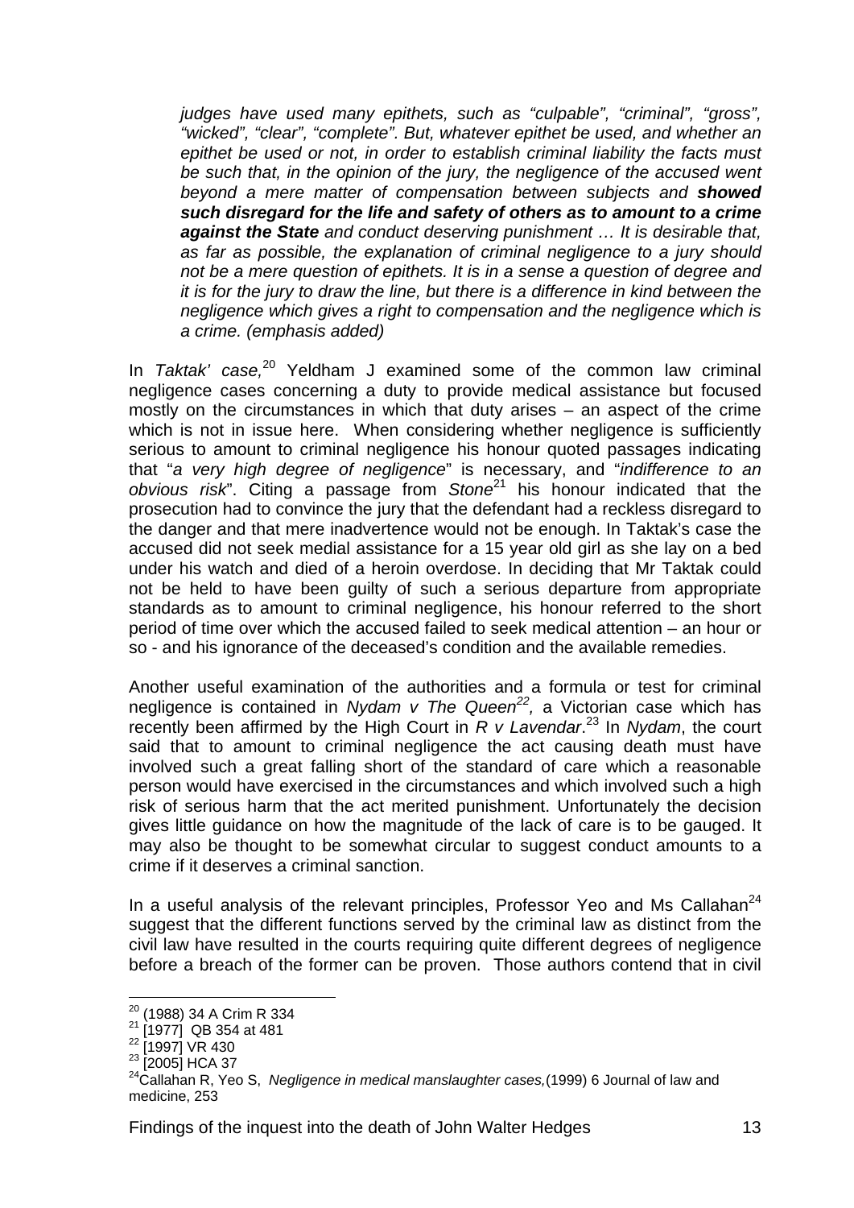> *judges have used many epithets, such as "culpable", "criminal", "gross", "wicked", "clear", "complete". But, whatever epithet be used, and whether an epithet be used or not, in order to establish criminal liability the facts must be such that, in the opinion of the jury, the negligence of the accused went beyond a mere matter of compensation between subjects and **showed such disregard for the life and safety of others as to amount to a crime against the State** and conduct deserving punishment … It is desirable that, as far as possible, the explanation of criminal negligence to a jury should not be a mere question of epithets. It is in a sense a question of degree and it is for the jury to draw the line, but there is a difference in kind between the negligence which gives a right to compensation and the negligence which is a crime. (emphasis added)*

In *Taktak' case,*[20] Yeldham J examined some of the common law criminal negligence cases concerning a duty to provide medical assistance but focused mostly on the circumstances in which that duty arises – an aspect of the crime which is not in issue here. When considering whether negligence is sufficiently serious to amount to criminal negligence his honour quoted passages indicating that "*a very high degree of negligence*" is necessary, and "*indifference to an obvious risk*". Citing a passage from *Stone*[21] his honour indicated that the prosecution had to convince the jury that the defendant had a reckless disregard to the danger and that mere inadvertence would not be enough. In Taktak's case the accused did not seek medial assistance for a 15 year old girl as she lay on a bed under his watch and died of a heroin overdose. In deciding that Mr Taktak could not be held to have been guilty of such a serious departure from appropriate standards as to amount to criminal negligence, his honour referred to the short period of time over which the accused failed to seek medical attention – an hour or so - and his ignorance of the deceased's condition and the available remedies.

Another useful examination of the authorities and a formula or test for criminal negligence is contained in *Nydam v The Queen*[22]*,* a Victorian case which has recently been affirmed by the High Court in *R v Lavendar*.[23] In *Nydam*, the court said that to amount to criminal negligence the act causing death must have involved such a great falling short of the standard of care which a reasonable person would have exercised in the circumstances and which involved such a high risk of serious harm that the act merited punishment. Unfortunately the decision gives little guidance on how the magnitude of the lack of care is to be gauged. It may also be thought to be somewhat circular to suggest conduct amounts to a crime if it deserves a criminal sanction.

In a useful analysis of the relevant principles, Professor Yeo and Ms Callahan[24] suggest that the different functions served by the criminal law as distinct from the civil law have resulted in the courts requiring quite different degrees of negligence before a breach of the former can be proven. Those authors contend that in civil

---

[20] (1988) 34 A Crim R 334
[21] [1977] QB 354 at 481
[22] [1997] VR 430
[23] [2005] HCA 37
[24] Callahan R, Yeo S, *Negligence in medical manslaughter cases,*(1999) 6 Journal of law and medicine, 253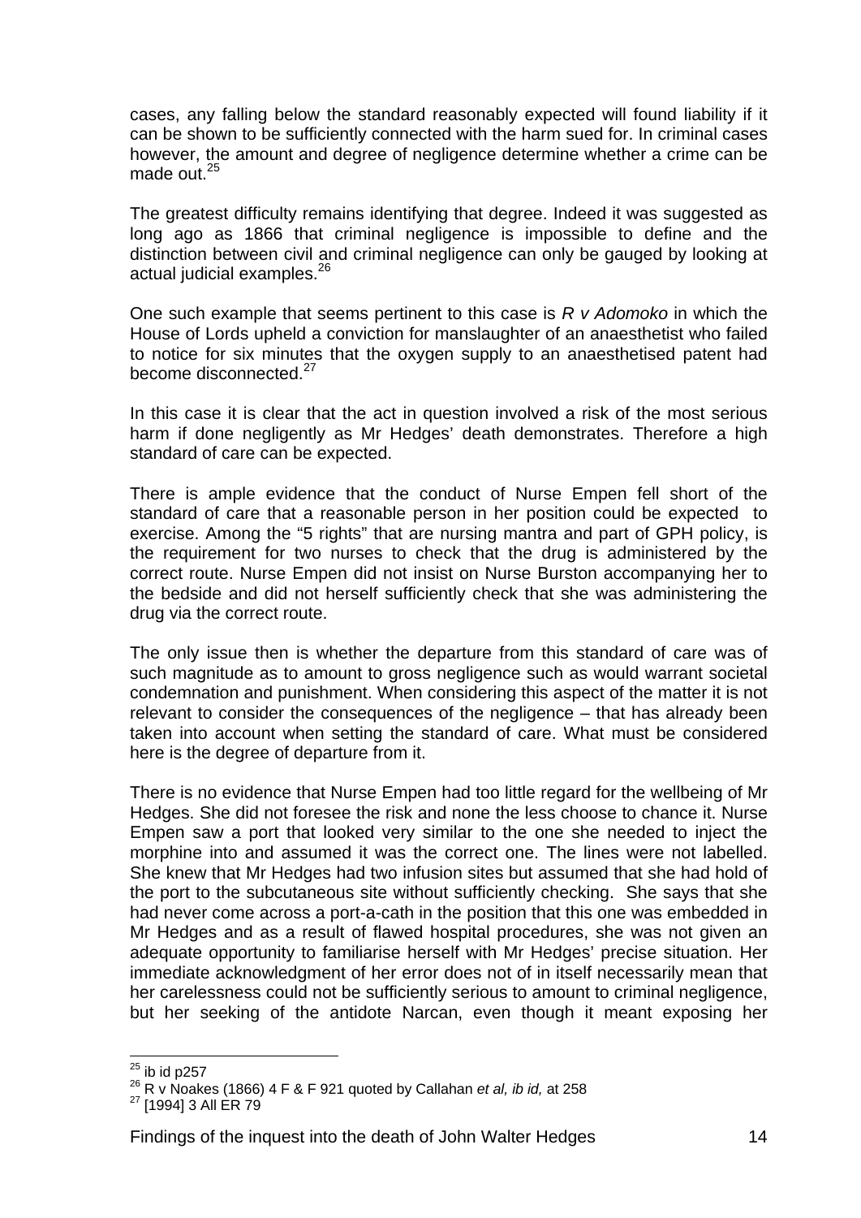cases, any falling below the standard reasonably expected will found liability if it can be shown to be sufficiently connected with the harm sued for. In criminal cases however, the amount and degree of negligence determine whether a crime can be made out.[25]

The greatest difficulty remains identifying that degree. Indeed it was suggested as long ago as 1866 that criminal negligence is impossible to define and the distinction between civil and criminal negligence can only be gauged by looking at actual judicial examples.[26]

One such example that seems pertinent to this case is *R v Adomoko* in which the House of Lords upheld a conviction for manslaughter of an anaesthetist who failed to notice for six minutes that the oxygen supply to an anaesthetised patent had become disconnected.[27]

In this case it is clear that the act in question involved a risk of the most serious harm if done negligently as Mr Hedges' death demonstrates. Therefore a high standard of care can be expected.

There is ample evidence that the conduct of Nurse Empen fell short of the standard of care that a reasonable person in her position could be expected to exercise. Among the "5 rights" that are nursing mantra and part of GPH policy, is the requirement for two nurses to check that the drug is administered by the correct route. Nurse Empen did not insist on Nurse Burston accompanying her to the bedside and did not herself sufficiently check that she was administering the drug via the correct route.

The only issue then is whether the departure from this standard of care was of such magnitude as to amount to gross negligence such as would warrant societal condemnation and punishment. When considering this aspect of the matter it is not relevant to consider the consequences of the negligence – that has already been taken into account when setting the standard of care. What must be considered here is the degree of departure from it.

There is no evidence that Nurse Empen had too little regard for the wellbeing of Mr Hedges. She did not foresee the risk and none the less choose to chance it. Nurse Empen saw a port that looked very similar to the one she needed to inject the morphine into and assumed it was the correct one. The lines were not labelled. She knew that Mr Hedges had two infusion sites but assumed that she had hold of the port to the subcutaneous site without sufficiently checking. She says that she had never come across a port-a-cath in the position that this one was embedded in Mr Hedges and as a result of flawed hospital procedures, she was not given an adequate opportunity to familiarise herself with Mr Hedges' precise situation. Her immediate acknowledgment of her error does not of in itself necessarily mean that her carelessness could not be sufficiently serious to amount to criminal negligence, but her seeking of the antidote Narcan, even though it meant exposing her

---

[25] ib id p257

[26] R v Noakes (1866) 4 F & F 921 quoted by Callahan *et al, ib id,* at 258

[27] [1994] 3 All ER 79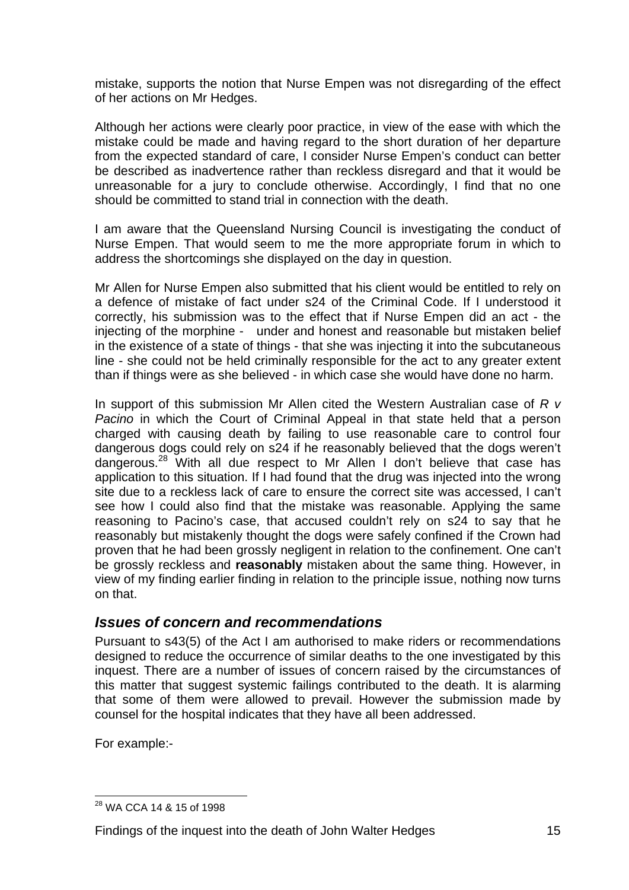mistake, supports the notion that Nurse Empen was not disregarding of the effect of her actions on Mr Hedges.

Although her actions were clearly poor practice, in view of the ease with which the mistake could be made and having regard to the short duration of her departure from the expected standard of care, I consider Nurse Empen's conduct can better be described as inadvertence rather than reckless disregard and that it would be unreasonable for a jury to conclude otherwise. Accordingly, I find that no one should be committed to stand trial in connection with the death.

I am aware that the Queensland Nursing Council is investigating the conduct of Nurse Empen. That would seem to me the more appropriate forum in which to address the shortcomings she displayed on the day in question.

Mr Allen for Nurse Empen also submitted that his client would be entitled to rely on a defence of mistake of fact under s24 of the Criminal Code. If I understood it correctly, his submission was to the effect that if Nurse Empen did an act - the injecting of the morphine - under and honest and reasonable but mistaken belief in the existence of a state of things - that she was injecting it into the subcutaneous line - she could not be held criminally responsible for the act to any greater extent than if things were as she believed - in which case she would have done no harm.

In support of this submission Mr Allen cited the Western Australian case of *R v Pacino* in which the Court of Criminal Appeal in that state held that a person charged with causing death by failing to use reasonable care to control four dangerous dogs could rely on s24 if he reasonably believed that the dogs weren't dangerous.[28] With all due respect to Mr Allen I don't believe that case has application to this situation. If I had found that the drug was injected into the wrong site due to a reckless lack of care to ensure the correct site was accessed, I can't see how I could also find that the mistake was reasonable. Applying the same reasoning to Pacino's case, that accused couldn't rely on s24 to say that he reasonably but mistakenly thought the dogs were safely confined if the Crown had proven that he had been grossly negligent in relation to the confinement. One can't be grossly reckless and **reasonably** mistaken about the same thing. However, in view of my finding earlier finding in relation to the principle issue, nothing now turns on that.

## *Issues of concern and recommendations*

Pursuant to s43(5) of the Act I am authorised to make riders or recommendations designed to reduce the occurrence of similar deaths to the one investigated by this inquest. There are a number of issues of concern raised by the circumstances of this matter that suggest systemic failings contributed to the death. It is alarming that some of them were allowed to prevail. However the submission made by counsel for the hospital indicates that they have all been addressed.

For example:-

---

[28] WA CCA 14 & 15 of 1998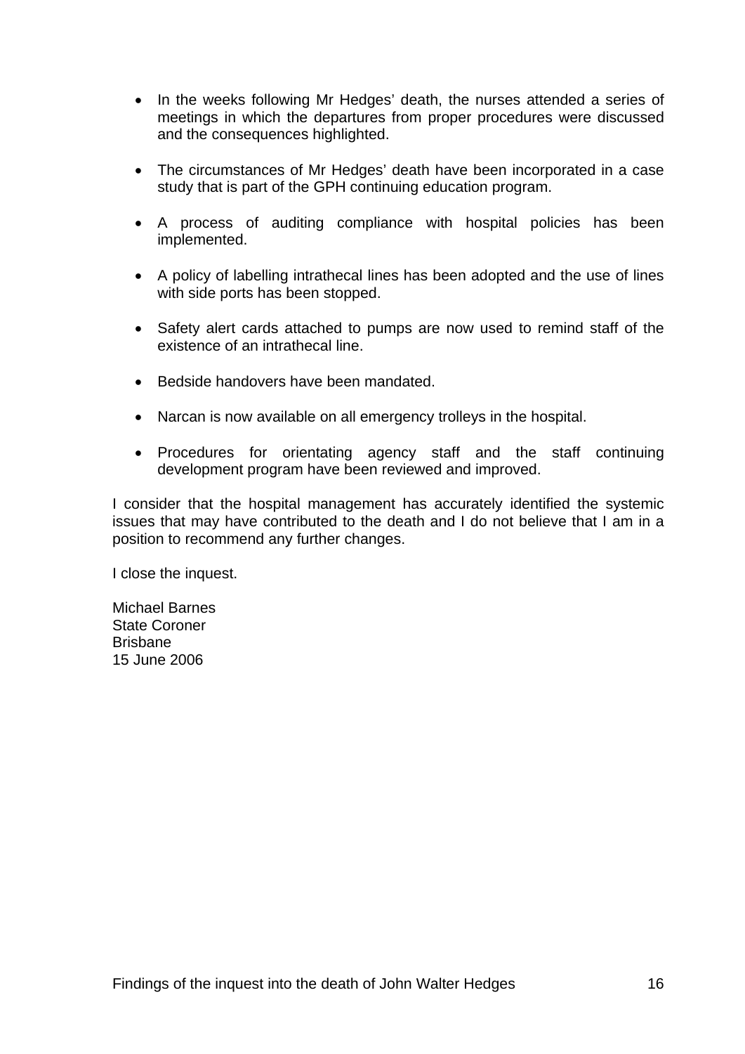- In the weeks following Mr Hedges' death, the nurses attended a series of meetings in which the departures from proper procedures were discussed and the consequences highlighted.

- The circumstances of Mr Hedges' death have been incorporated in a case study that is part of the GPH continuing education program.

- A process of auditing compliance with hospital policies has been implemented.

- A policy of labelling intrathecal lines has been adopted and the use of lines with side ports has been stopped.

- Safety alert cards attached to pumps are now used to remind staff of the existence of an intrathecal line.

- Bedside handovers have been mandated.

- Narcan is now available on all emergency trolleys in the hospital.

- Procedures for orientating agency staff and the staff continuing development program have been reviewed and improved.

I consider that the hospital management has accurately identified the systemic issues that may have contributed to the death and I do not believe that I am in a position to recommend any further changes.

I close the inquest.

Michael Barnes
State Coroner
Brisbane
15 June 2006